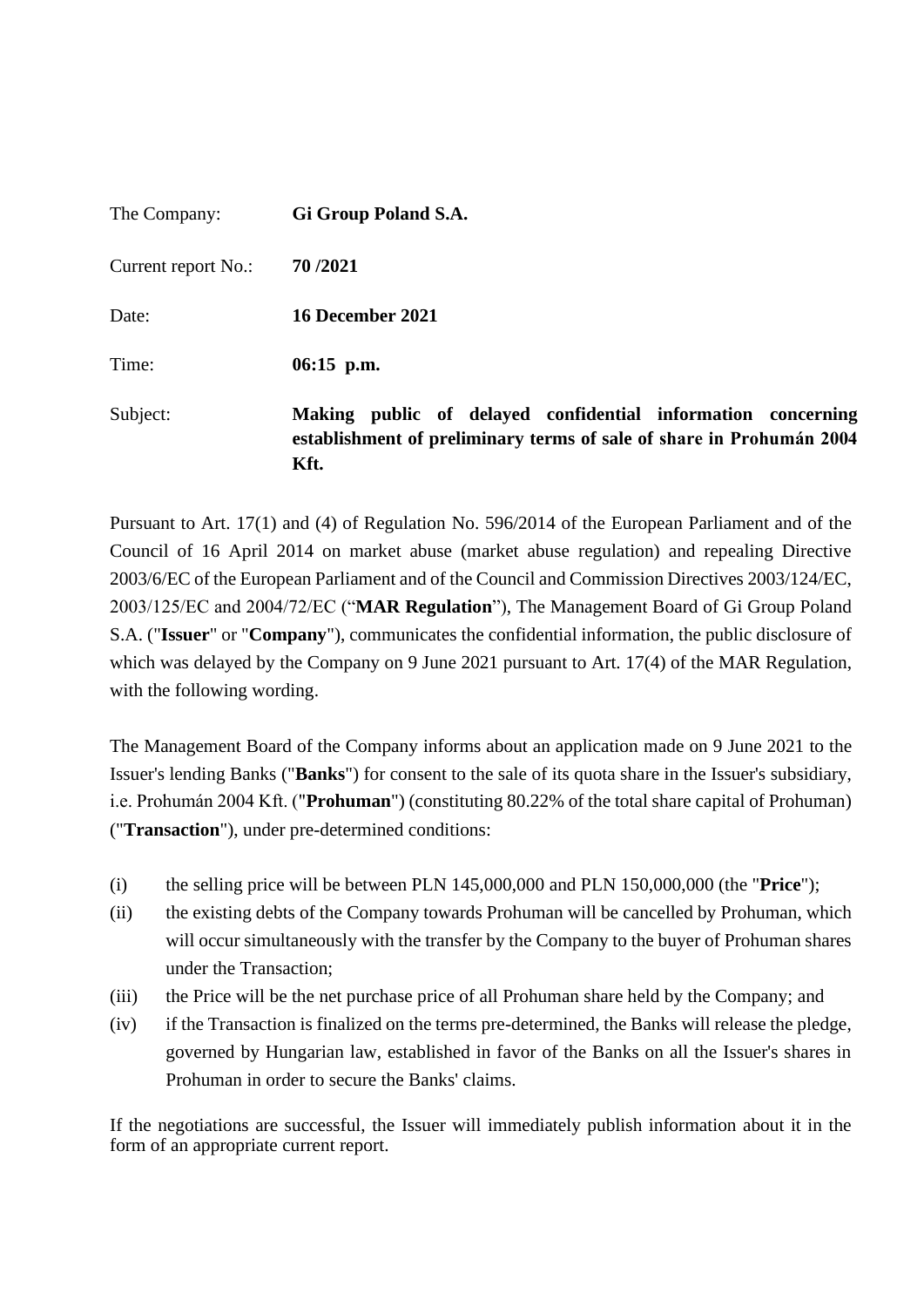| | |
|---|---|
| The Company: | **Gi Group Poland S.A.** |
| Current report No.: | **70 /2021** |
| Date: | **16 December 2021** |
| Time: | **06:15 p.m.** |
| Subject: | **Making public of delayed confidential information concerning establishment of preliminary terms of sale of share in Prohumán 2004 Kft.** |

Pursuant to Art. 17(1) and (4) of Regulation No. 596/2014 of the European Parliament and of the Council of 16 April 2014 on market abuse (market abuse regulation) and repealing Directive 2003/6/EC of the European Parliament and of the Council and Commission Directives 2003/124/EC, 2003/125/EC and 2004/72/EC ("**MAR Regulation**"), The Management Board of Gi Group Poland S.A. ("**Issuer**" or "**Company**"), communicates the confidential information, the public disclosure of which was delayed by the Company on 9 June 2021 pursuant to Art. 17(4) of the MAR Regulation, with the following wording.

The Management Board of the Company informs about an application made on 9 June 2021 to the Issuer's lending Banks ("**Banks**") for consent to the sale of its quota share in the Issuer's subsidiary, i.e. Prohumán 2004 Kft. ("**Prohuman**") (constituting 80.22% of the total share capital of Prohuman) ("**Transaction**"), under pre-determined conditions:

(i) the selling price will be between PLN 145,000,000 and PLN 150,000,000 (the "**Price**");

(ii) the existing debts of the Company towards Prohuman will be cancelled by Prohuman, which will occur simultaneously with the transfer by the Company to the buyer of Prohuman shares under the Transaction;

(iii) the Price will be the net purchase price of all Prohuman share held by the Company; and

(iv) if the Transaction is finalized on the terms pre-determined, the Banks will release the pledge, governed by Hungarian law, established in favor of the Banks on all the Issuer's shares in Prohuman in order to secure the Banks' claims.

If the negotiations are successful, the Issuer will immediately publish information about it in the form of an appropriate current report.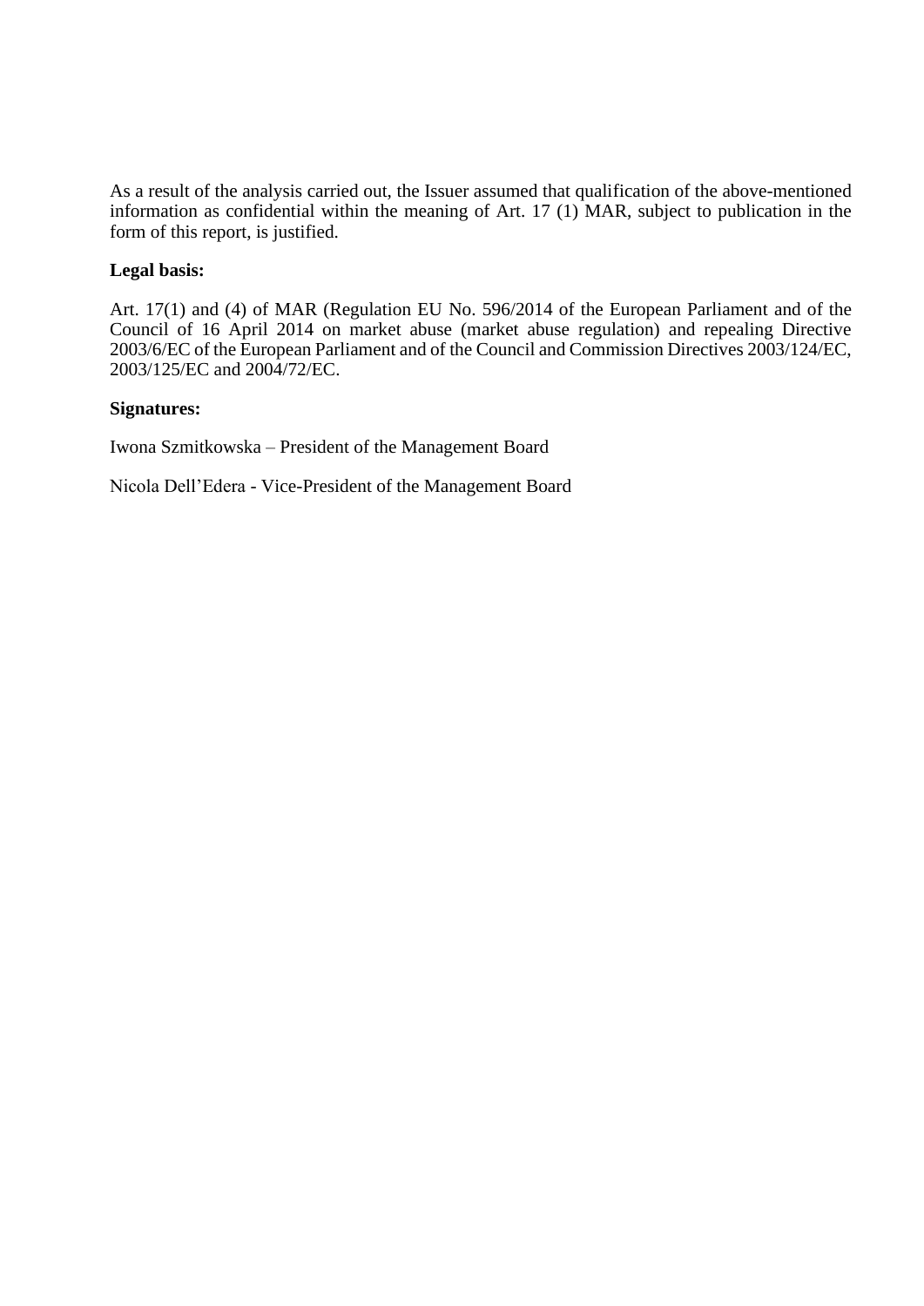As a result of the analysis carried out, the Issuer assumed that qualification of the above-mentioned information as confidential within the meaning of Art. 17 (1) MAR, subject to publication in the form of this report, is justified.

**Legal basis:**

Art. 17(1) and (4) of MAR (Regulation EU No. 596/2014 of the European Parliament and of the Council of 16 April 2014 on market abuse (market abuse regulation) and repealing Directive 2003/6/EC of the European Parliament and of the Council and Commission Directives 2003/124/EC, 2003/125/EC and 2004/72/EC.

**Signatures:**

Iwona Szmitkowska – President of the Management Board

Nicola Dell'Edera - Vice-President of the Management Board